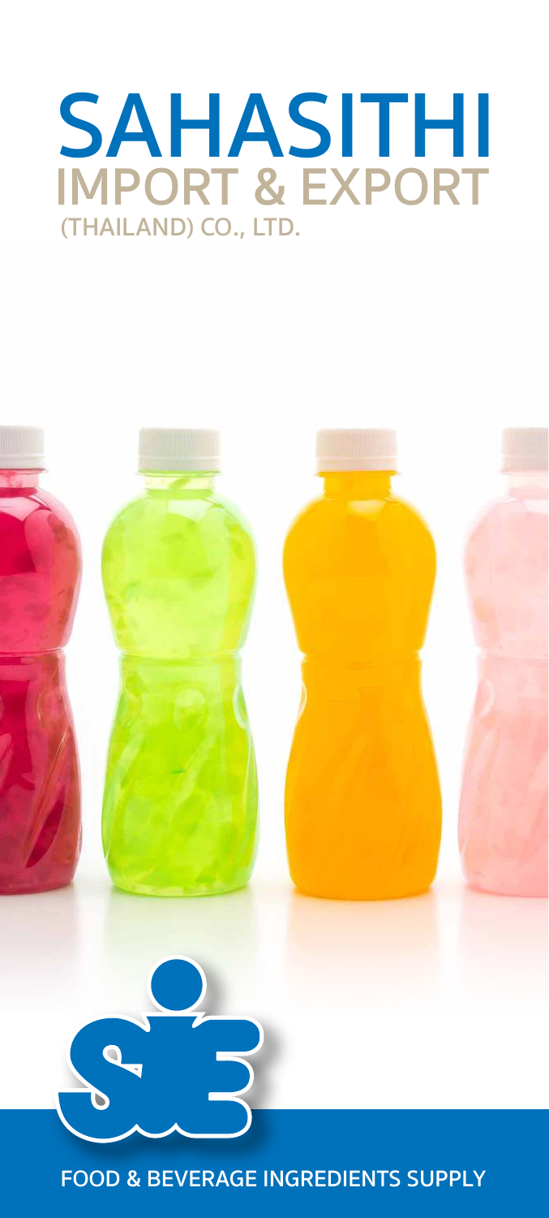# SAHASITHI
## IMPORT & EXPORT
(THAILAND) CO., LTD.

FOOD & BEVERAGE INGREDIENTS SUPPLY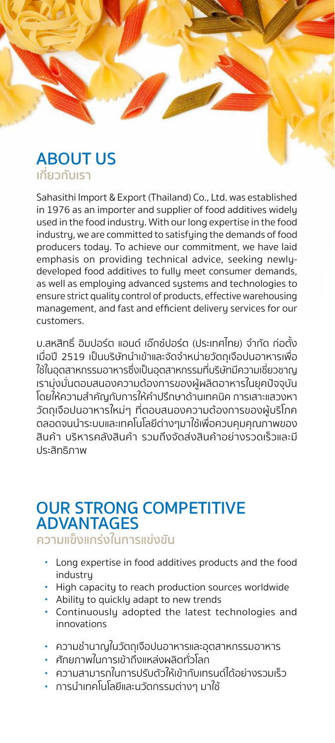# ABOUT US
## เกี่ยวกับเรา

Sahasithi Import & Export (Thailand) Co., Ltd. was established in 1976 as an importer and supplier of food additives widely used in the food industry. With our long expertise in the food industry, we are committed to satisfying the demands of food producers today. To achieve our commitment, we have laid emphasis on providing technical advice, seeking newly-developed food additives to fully meet consumer demands, as well as employing advanced systems and technologies to ensure strict quality control of products, effective warehousing management, and fast and efficient delivery services for our customers.

บ.สหสิทธิ์ อิมปอร์ต แอนด์ เอ็กซ์ปอร์ต (ประเทศไทย) จำกัด ก่อตั้งเมื่อปี 2519 เป็นบริษัทนำเข้าและจัดจำหน่ายวัตถุเจือปนอาหารเพื่อใช้ในอุตสาหกรรมอาหารซึ่งเป็นอุตสาหกรรมที่บริษัทมีความเชี่ยวชาญ เรามุ่งมั่นตอบสนองความต้องการของผู้ผลิตอาหารในยุคปัจจุบัน โดยให้ความสำคัญกับการให้คำปรึกษาด้านเทคนิค การเสาะแสวงหาวัตถุเจือปนอาหารใหม่ๆ ที่ตอบสนองความต้องการของผู้บริโภค ตลอดจนนำระบบและเทคโนโลยีต่างๆมาใช้เพื่อควบคุมคุณภาพของสินค้า บริหารคลังสินค้า รวมถึงจัดส่งสินค้าอย่างรวดเร็วและมีประสิทธิภาพ

# OUR STRONG COMPETITIVE ADVANTAGES
## ความแข็งแกร่งในการแข่งขัน

- Long expertise in food additives products and the food industry
- High capacity to reach production sources worldwide
- Ability to quickly adapt to new trends
- Continuously adopted the latest technologies and innovations

- ความชำนาญในวัตถุเจือปนอาหารและอุตสาหกรรมอาหาร
- ศักยภาพในการเข้าถึงแหล่งผลิตทั่วโลก
- ความสามารถในการปรับตัวให้เข้ากับเทรนด์ได้อย่างรวมเร็ว
- การนำเทคโนโลยีและนวัตกรรมต่างๆ มาใช้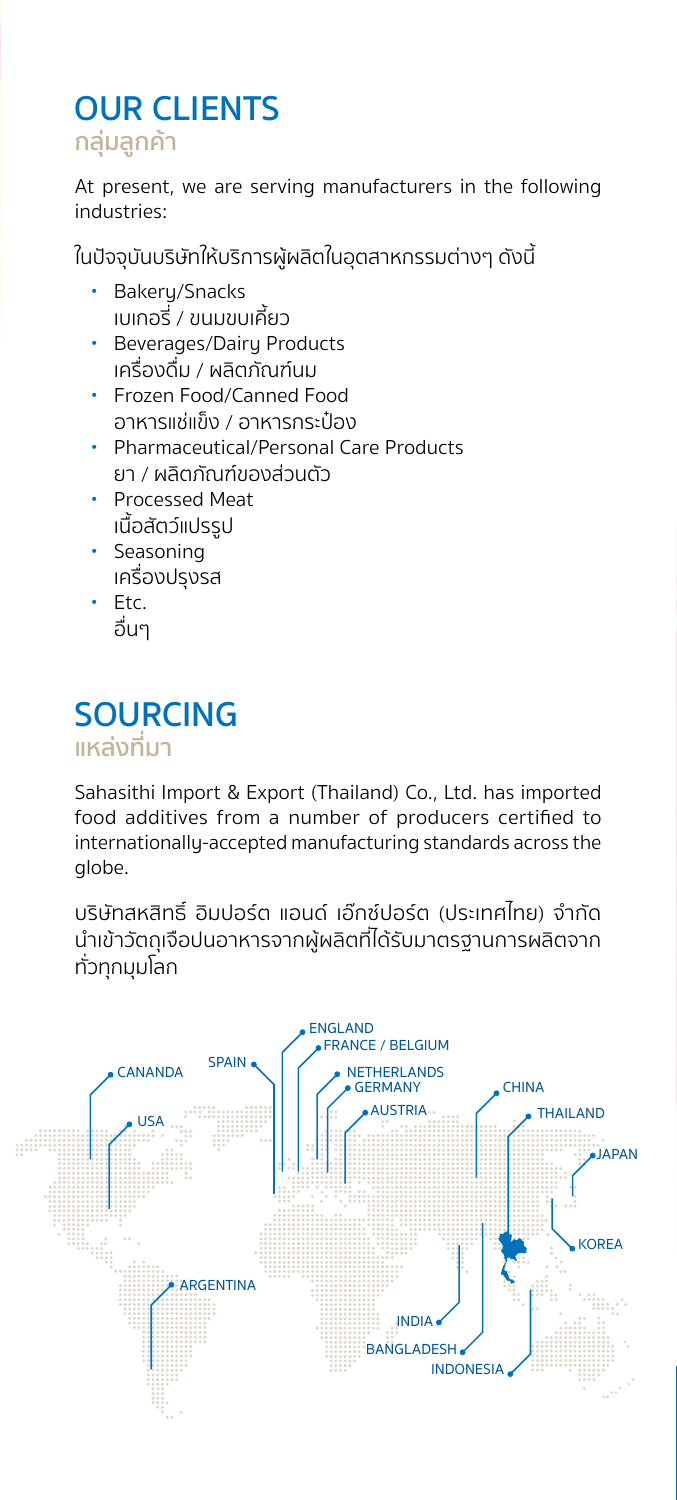## OUR CLIENTS
### กลุ่มลูกค้า

At present, we are serving manufacturers in the following industries:

ในปัจจุบันบริษัทให้บริการผู้ผลิตในอุตสาหกรรมต่างๆ ดังนี้

- Bakery/Snacks
  เบเกอรี่ / ขนมขบเคี้ยว
- Beverages/Dairy Products
  เครื่องดื่ม / ผลิตภัณฑ์นม
- Frozen Food/Canned Food
  อาหารแช่แข็ง / อาหารกระป๋อง
- Pharmaceutical/Personal Care Products
  ยา / ผลิตภัณฑ์ของส่วนตัว
- Processed Meat
  เนื้อสัตว์แปรรูป
- Seasoning
  เครื่องปรุงรส
- Etc.
  อื่นๆ

## SOURCING
### แหล่งที่มา

Sahasithi Import & Export (Thailand) Co., Ltd. has imported food additives from a number of producers certified to internationally-accepted manufacturing standards across the globe.

บริษัทสหสิทธิ์ อิมปอร์ต แอนด์ เอ็กซ์ปอร์ต (ประเทศไทย) จำกัด นำเข้าวัตถุเจือปนอาหารจากผู้ผลิตที่ได้รับมาตรฐานการผลิตจากทั่วทุกมุมโลก

CANANDA, USA, ARGENTINA, SPAIN, ENGLAND, FRANCE / BELGIUM, NETHERLANDS, GERMANY, AUSTRIA, CHINA, THAILAND, JAPAN, KOREA, INDIA, BANGLADESH, INDONESIA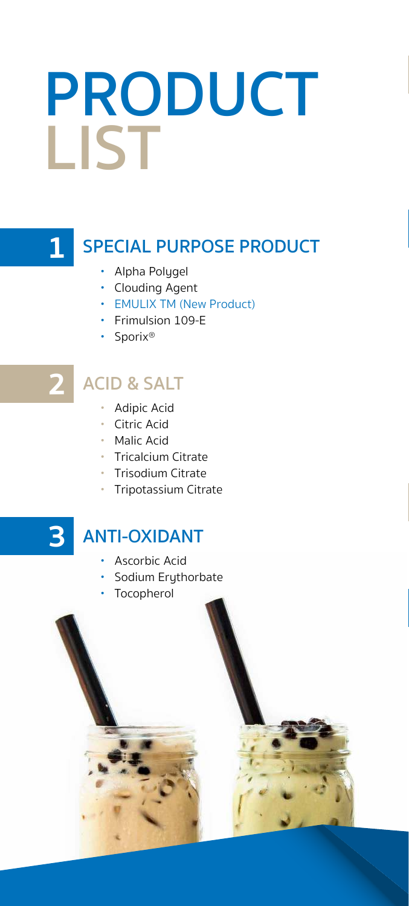# PRODUCT LIST

## 1 SPECIAL PURPOSE PRODUCT

- Alpha Polygel
- Clouding Agent
- EMULIX TM (New Product)
- Frimulsion 109-E
- Sporix®

## 2 ACID & SALT

- Adipic Acid
- Citric Acid
- Malic Acid
- Tricalcium Citrate
- Trisodium Citrate
- Tripotassium Citrate

## 3 ANTI-OXIDANT

- Ascorbic Acid
- Sodium Erythorbate
- Tocopherol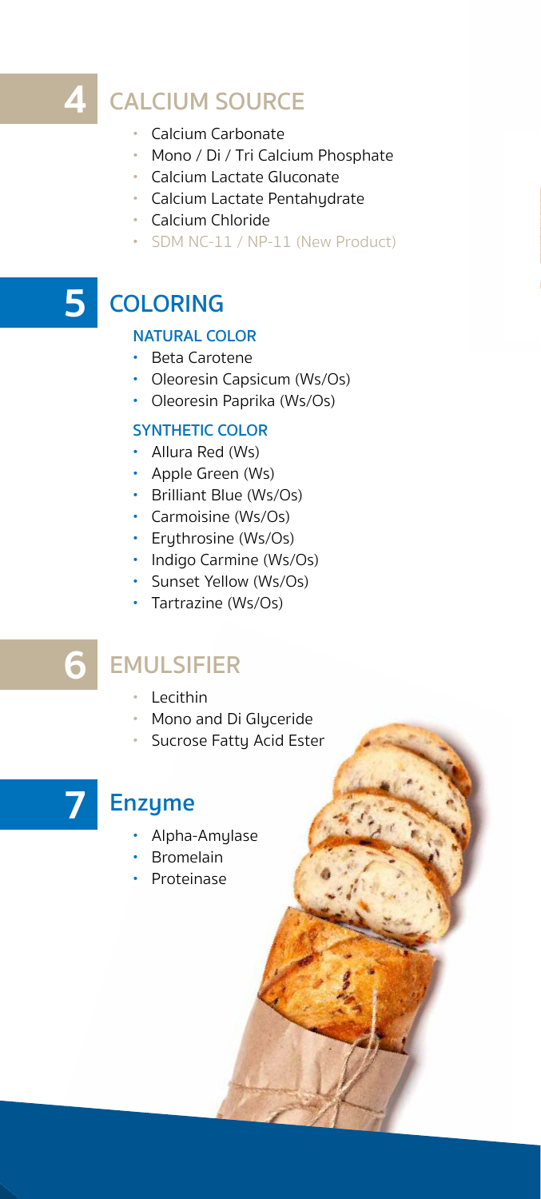## 4 CALCIUM SOURCE

- Calcium Carbonate
- Mono / Di / Tri Calcium Phosphate
- Calcium Lactate Gluconate
- Calcium Lactate Pentahydrate
- Calcium Chloride
- SDM NC-11 / NP-11 (New Product)

## 5 COLORING

### NATURAL COLOR

- Beta Carotene
- Oleoresin Capsicum (Ws/Os)
- Oleoresin Paprika (Ws/Os)

### SYNTHETIC COLOR

- Allura Red (Ws)
- Apple Green (Ws)
- Brilliant Blue (Ws/Os)
- Carmoisine (Ws/Os)
- Erythrosine (Ws/Os)
- Indigo Carmine (Ws/Os)
- Sunset Yellow (Ws/Os)
- Tartrazine (Ws/Os)

## 6 EMULSIFIER

- Lecithin
- Mono and Di Glyceride
- Sucrose Fatty Acid Ester

## 7 Enzyme

- Alpha-Amylase
- Bromelain
- Proteinase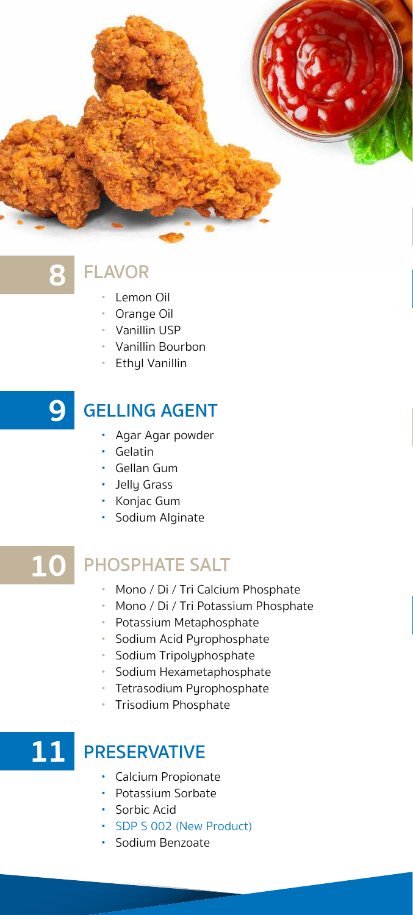## 8 FLAVOR

- Lemon Oil
- Orange Oil
- Vanillin USP
- Vanillin Bourbon
- Ethyl Vanillin

## 9 GELLING AGENT

- Agar Agar powder
- Gelatin
- Gellan Gum
- Jelly Grass
- Konjac Gum
- Sodium Alginate

## 10 PHOSPHATE SALT

- Mono / Di / Tri Calcium Phosphate
- Mono / Di / Tri Potassium Phosphate
- Potassium Metaphosphate
- Sodium Acid Pyrophosphate
- Sodium Tripolyphosphate
- Sodium Hexametaphosphate
- Tetrasodium Pyrophosphate
- Trisodium Phosphate

## 11 PRESERVATIVE

- Calcium Propionate
- Potassium Sorbate
- Sorbic Acid
- SDP S 002 (New Product)
- Sodium Benzoate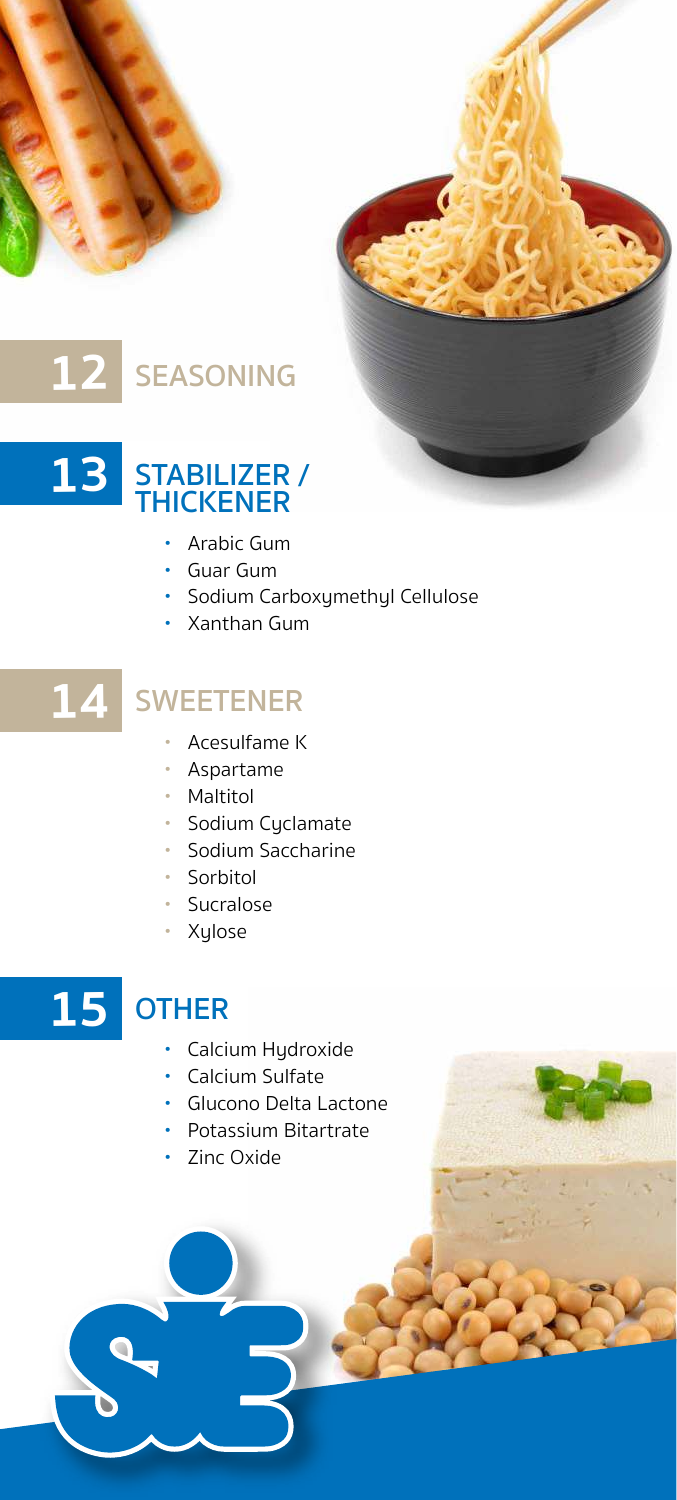## 12 SEASONING

## 13 STABILIZER / THICKENER

- Arabic Gum
- Guar Gum
- Sodium Carboxymethyl Cellulose
- Xanthan Gum

## 14 SWEETENER

- Acesulfame K
- Aspartame
- Maltitol
- Sodium Cyclamate
- Sodium Saccharine
- Sorbitol
- Sucralose
- Xylose

## 15 OTHER

- Calcium Hydroxide
- Calcium Sulfate
- Glucono Delta Lactone
- Potassium Bitartrate
- Zinc Oxide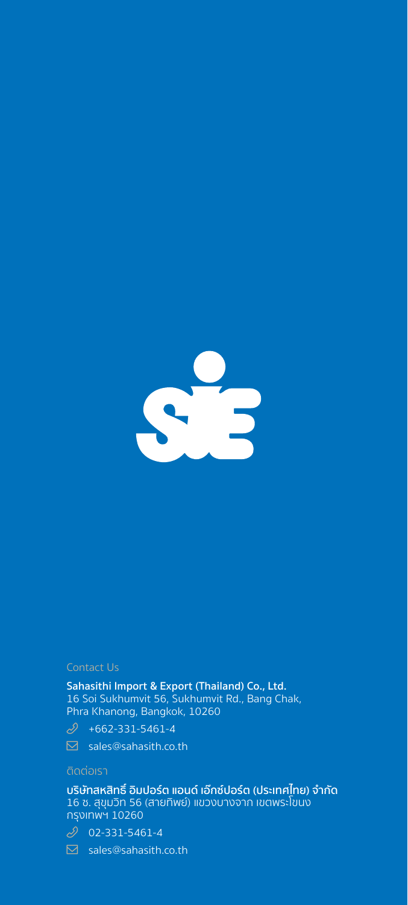Contact Us

**Sahasithi Import & Export (Thailand) Co., Ltd.**
16 Soi Sukhumvit 56, Sukhumvit Rd., Bang Chak,
Phra Khanong, Bangkok, 10260

+662-331-5461-4

sales@sahasith.co.th

ติดต่อเรา

**บริษัทสหสิทธิ์ อิมปอร์ต แอนด์ เอ็กซ์ปอร์ต (ประเทศไทย) จำกัด**
16 ซ. สุขุมวิท 56 (สายทิพย์) แขวงบางจาก เขตพระโขนง
กรุงเทพฯ 10260

02-331-5461-4

sales@sahasith.co.th